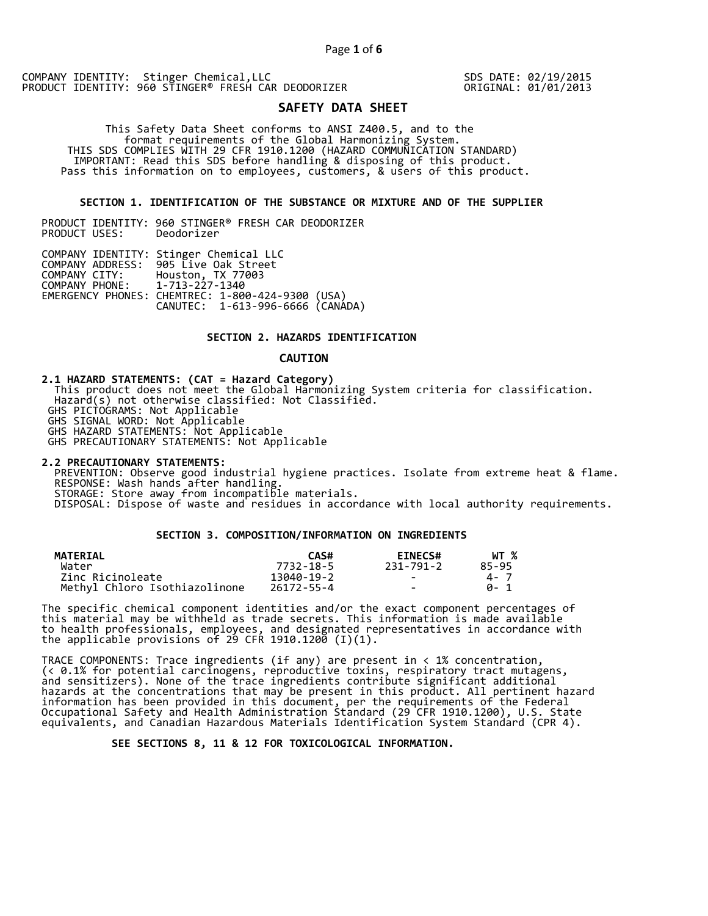COMPANY IDENTITY: Stinger Chemical,LLC
PRODUCT IDENTITY: 960 STINGER® FRESH CAR DEODORIZER

SDS DATE: 02/19/2015
ORIGINAL: 01/01/2013

# SAFETY DATA SHEET

This Safety Data Sheet conforms to ANSI Z400.5, and to the format requirements of the Global Harmonizing System.
THIS SDS COMPLIES WITH 29 CFR 1910.1200 (HAZARD COMMUNICATION STANDARD)
IMPORTANT: Read this SDS before handling & disposing of this product.
Pass this information on to employees, customers, & users of this product.

## SECTION 1. IDENTIFICATION OF THE SUBSTANCE OR MIXTURE AND OF THE SUPPLIER

PRODUCT IDENTITY: 960 STINGER® FRESH CAR DEODORIZER
PRODUCT USES: Deodorizer

COMPANY IDENTITY: Stinger Chemical LLC
COMPANY ADDRESS: 905 Live Oak Street
COMPANY CITY: Houston, TX 77003
COMPANY PHONE: 1-713-227-1340
EMERGENCY PHONES: CHEMTREC: 1-800-424-9300 (USA)
CANUTEC: 1-613-996-6666 (CANADA)

## SECTION 2. HAZARDS IDENTIFICATION

**CAUTION**

**2.1 HAZARD STATEMENTS: (CAT = Hazard Category)**
This product does not meet the Global Harmonizing System criteria for classification.
Hazard(s) not otherwise classified: Not Classified.
GHS PICTOGRAMS: Not Applicable
GHS SIGNAL WORD: Not Applicable
GHS HAZARD STATEMENTS: Not Applicable
GHS PRECAUTIONARY STATEMENTS: Not Applicable

**2.2 PRECAUTIONARY STATEMENTS:**
PREVENTION: Observe good industrial hygiene practices. Isolate from extreme heat & flame.
RESPONSE: Wash hands after handling.
STORAGE: Store away from incompatible materials.
DISPOSAL: Dispose of waste and residues in accordance with local authority requirements.

## SECTION 3. COMPOSITION/INFORMATION ON INGREDIENTS

| MATERIAL | CAS# | EINECS# | WT % |
|---|---|---|---|
| Water | 7732-18-5 | 231-791-2 | 85-95 |
| Zinc Ricinoleate | 13040-19-2 | - | 4- 7 |
| Methyl Chloro Isothiazolinone | 26172-55-4 | - | 0- 1 |

The specific chemical component identities and/or the exact component percentages of this material may be withheld as trade secrets. This information is made available to health professionals, employees, and designated representatives in accordance with the applicable provisions of 29 CFR 1910.1200 (I)(1).

TRACE COMPONENTS: Trace ingredients (if any) are present in < 1% concentration, (< 0.1% for potential carcinogens, reproductive toxins, respiratory tract mutagens, and sensitizers). None of the trace ingredients contribute significant additional hazards at the concentrations that may be present in this product. All pertinent hazard information has been provided in this document, per the requirements of the Federal Occupational Safety and Health Administration Standard (29 CFR 1910.1200), U.S. State equivalents, and Canadian Hazardous Materials Identification System Standard (CPR 4).

**SEE SECTIONS 8, 11 & 12 FOR TOXICOLOGICAL INFORMATION.**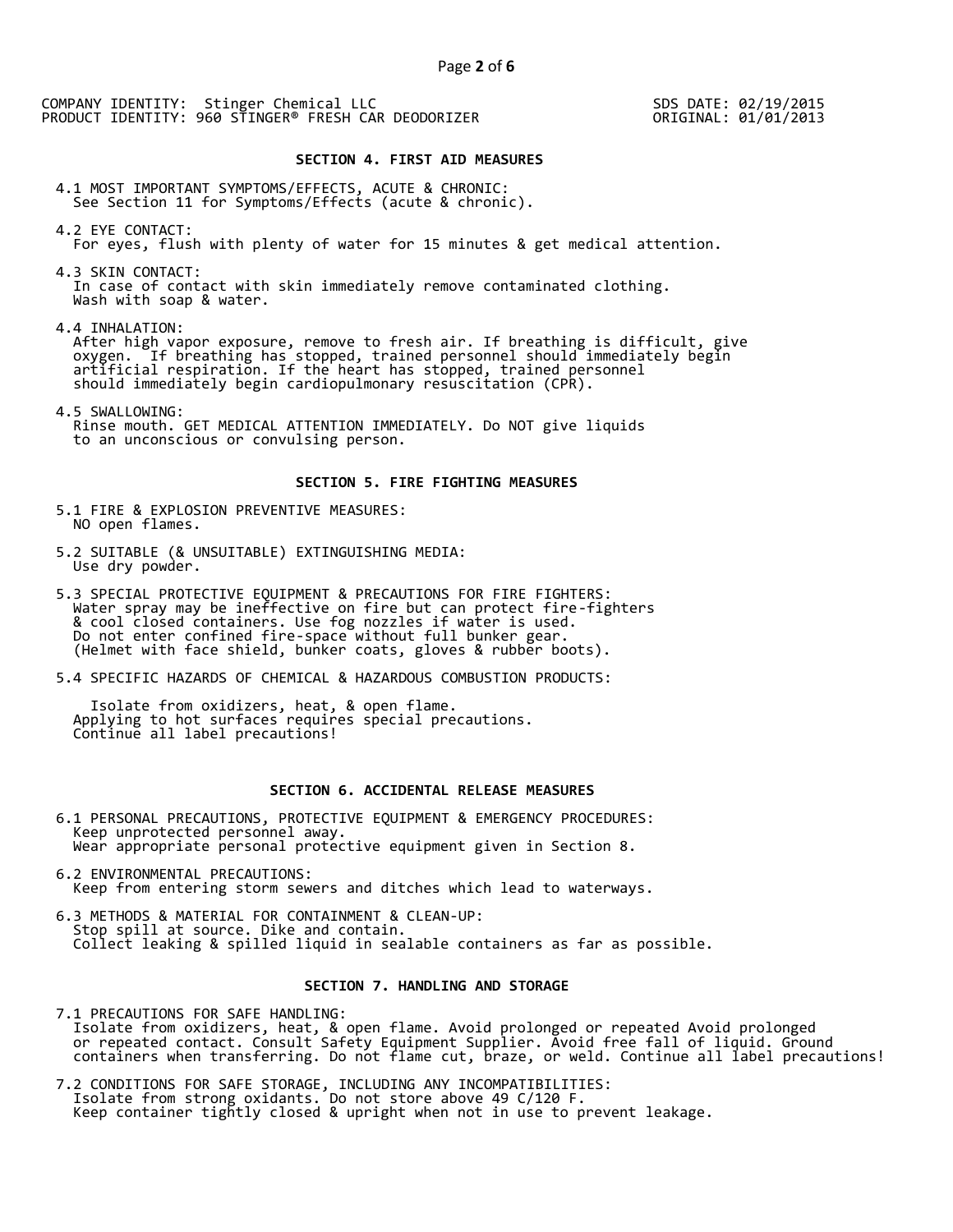COMPANY IDENTITY: Stinger Chemical LLC
PRODUCT IDENTITY: 960 STINGER® FRESH CAR DEODORIZER

SDS DATE: 02/19/2015
ORIGINAL: 01/01/2013

## SECTION 4. FIRST AID MEASURES

4.1 MOST IMPORTANT SYMPTOMS/EFFECTS, ACUTE & CHRONIC:
See Section 11 for Symptoms/Effects (acute & chronic).

4.2 EYE CONTACT:
For eyes, flush with plenty of water for 15 minutes & get medical attention.

4.3 SKIN CONTACT:
In case of contact with skin immediately remove contaminated clothing.
Wash with soap & water.

4.4 INHALATION:
After high vapor exposure, remove to fresh air. If breathing is difficult, give oxygen. If breathing has stopped, trained personnel should immediately begin artificial respiration. If the heart has stopped, trained personnel should immediately begin cardiopulmonary resuscitation (CPR).

4.5 SWALLOWING:
Rinse mouth. GET MEDICAL ATTENTION IMMEDIATELY. Do NOT give liquids to an unconscious or convulsing person.

## SECTION 5. FIRE FIGHTING MEASURES

5.1 FIRE & EXPLOSION PREVENTIVE MEASURES:
NO open flames.

5.2 SUITABLE (& UNSUITABLE) EXTINGUISHING MEDIA:
Use dry powder.

5.3 SPECIAL PROTECTIVE EQUIPMENT & PRECAUTIONS FOR FIRE FIGHTERS:
Water spray may be ineffective on fire but can protect fire-fighters & cool closed containers. Use fog nozzles if water is used.
Do not enter confined fire-space without full bunker gear.
(Helmet with face shield, bunker coats, gloves & rubber boots).

5.4 SPECIFIC HAZARDS OF CHEMICAL & HAZARDOUS COMBUSTION PRODUCTS:

Isolate from oxidizers, heat, & open flame.
Applying to hot surfaces requires special precautions.
Continue all label precautions!

## SECTION 6. ACCIDENTAL RELEASE MEASURES

6.1 PERSONAL PRECAUTIONS, PROTECTIVE EQUIPMENT & EMERGENCY PROCEDURES:
Keep unprotected personnel away.
Wear appropriate personal protective equipment given in Section 8.

6.2 ENVIRONMENTAL PRECAUTIONS:
Keep from entering storm sewers and ditches which lead to waterways.

6.3 METHODS & MATERIAL FOR CONTAINMENT & CLEAN-UP:
Stop spill at source. Dike and contain.
Collect leaking & spilled liquid in sealable containers as far as possible.

## SECTION 7. HANDLING AND STORAGE

7.1 PRECAUTIONS FOR SAFE HANDLING:
Isolate from oxidizers, heat, & open flame. Avoid prolonged or repeated Avoid prolonged or repeated contact. Consult Safety Equipment Supplier. Avoid free fall of liquid. Ground containers when transferring. Do not flame cut, braze, or weld. Continue all label precautions!

7.2 CONDITIONS FOR SAFE STORAGE, INCLUDING ANY INCOMPATIBILITIES:
Isolate from strong oxidants. Do not store above 49 C/120 F.
Keep container tightly closed & upright when not in use to prevent leakage.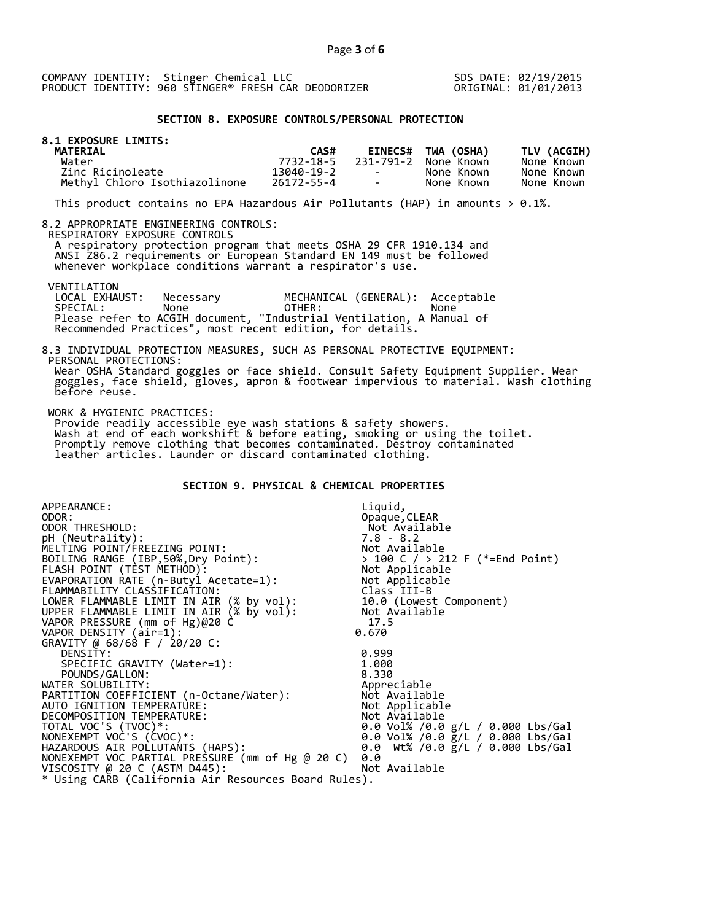COMPANY IDENTITY: Stinger Chemical LLC
PRODUCT IDENTITY: 960 STINGER® FRESH CAR DEODORIZER

SDS DATE: 02/19/2015
ORIGINAL: 01/01/2013

## SECTION 8. EXPOSURE CONTROLS/PERSONAL PROTECTION

**8.1 EXPOSURE LIMITS:**

| MATERIAL | CAS# | EINECS# | TWA (OSHA) | TLV (ACGIH) |
|---|---|---|---|---|
| Water | 7732-18-5 | 231-791-2 | None Known | None Known |
| Zinc Ricinoleate | 13040-19-2 | - | None Known | None Known |
| Methyl Chloro Isothiazolinone | 26172-55-4 | - | None Known | None Known |

This product contains no EPA Hazardous Air Pollutants (HAP) in amounts > 0.1%.

8.2 APPROPRIATE ENGINEERING CONTROLS:

RESPIRATORY EXPOSURE CONTROLS

A respiratory protection program that meets OSHA 29 CFR 1910.134 and ANSI Z86.2 requirements or European Standard EN 149 must be followed whenever workplace conditions warrant a respirator's use.

VENTILATION

LOCAL EXHAUST: Necessary MECHANICAL (GENERAL): Acceptable
SPECIAL: None OTHER: None

Please refer to ACGIH document, "Industrial Ventilation, A Manual of Recommended Practices", most recent edition, for details.

8.3 INDIVIDUAL PROTECTION MEASURES, SUCH AS PERSONAL PROTECTIVE EQUIPMENT:

PERSONAL PROTECTIONS:

Wear OSHA Standard goggles or face shield. Consult Safety Equipment Supplier. Wear goggles, face shield, gloves, apron & footwear impervious to material. Wash clothing before reuse.

WORK & HYGIENIC PRACTICES:

Provide readily accessible eye wash stations & safety showers. Wash at end of each workshift & before eating, smoking or using the toilet. Promptly remove clothing that becomes contaminated. Destroy contaminated leather articles. Launder or discard contaminated clothing.

## SECTION 9. PHYSICAL & CHEMICAL PROPERTIES

| | |
|---|---|
| APPEARANCE: | Liquid, |
| ODOR: | Opaque,CLEAR |
| ODOR THRESHOLD: | Not Available |
| pH (Neutrality): | 7.8 - 8.2 |
| MELTING POINT/FREEZING POINT: | Not Available |
| BOILING RANGE (IBP,50%,Dry Point): | > 100 C / > 212 F (*=End Point) |
| FLASH POINT (TEST METHOD): | Not Applicable |
| EVAPORATION RATE (n-Butyl Acetate=1): | Not Applicable |
| FLAMMABILITY CLASSIFICATION: | Class III-B |
| LOWER FLAMMABLE LIMIT IN AIR (% by vol): | 10.0 (Lowest Component) |
| UPPER FLAMMABLE LIMIT IN AIR (% by vol): | Not Available |
| VAPOR PRESSURE (mm of Hg)@20 C | 17.5 |
| VAPOR DENSITY (air=1): | 0.670 |
| GRAVITY @ 68/68 F / 20/20 C: | |
| DENSITY: | 0.999 |
| SPECIFIC GRAVITY (Water=1): | 1.000 |
| POUNDS/GALLON: | 8.330 |
| WATER SOLUBILITY: | Appreciable |
| PARTITION COEFFICIENT (n-Octane/Water): | Not Available |
| AUTO IGNITION TEMPERATURE: | Not Applicable |
| DECOMPOSITION TEMPERATURE: | Not Available |
| TOTAL VOC'S (TVOC)*: | 0.0 Vol% /0.0 g/L / 0.000 Lbs/Gal |
| NONEXEMPT VOC'S (CVOC)*: | 0.0 Vol% /0.0 g/L / 0.000 Lbs/Gal |
| HAZARDOUS AIR POLLUTANTS (HAPS): | 0.0 Wt% /0.0 g/L / 0.000 Lbs/Gal |
| NONEXEMPT VOC PARTIAL PRESSURE (mm of Hg @ 20 C) | 0.0 |
| VISCOSITY @ 20 C (ASTM D445): | Not Available |

* Using CARB (California Air Resources Board Rules).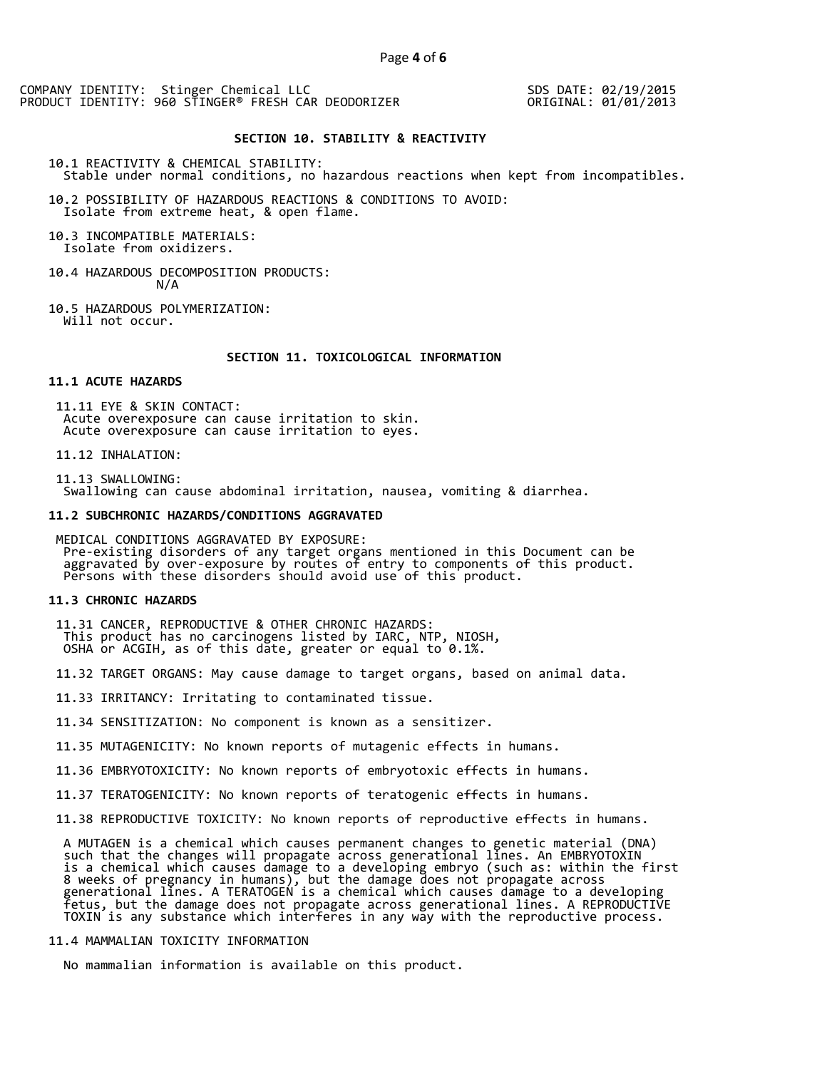COMPANY IDENTITY: Stinger Chemical LLC
PRODUCT IDENTITY: 960 STINGER® FRESH CAR DEODORIZER

SDS DATE: 02/19/2015
ORIGINAL: 01/01/2013

## SECTION 10. STABILITY & REACTIVITY

10.1 REACTIVITY & CHEMICAL STABILITY:
Stable under normal conditions, no hazardous reactions when kept from incompatibles.

10.2 POSSIBILITY OF HAZARDOUS REACTIONS & CONDITIONS TO AVOID:
Isolate from extreme heat, & open flame.

10.3 INCOMPATIBLE MATERIALS:
Isolate from oxidizers.

10.4 HAZARDOUS DECOMPOSITION PRODUCTS:
N/A

10.5 HAZARDOUS POLYMERIZATION:
Will not occur.

## SECTION 11. TOXICOLOGICAL INFORMATION

### 11.1 ACUTE HAZARDS

11.11 EYE & SKIN CONTACT:
Acute overexposure can cause irritation to skin.
Acute overexposure can cause irritation to eyes.

11.12 INHALATION:

11.13 SWALLOWING:
Swallowing can cause abdominal irritation, nausea, vomiting & diarrhea.

### 11.2 SUBCHRONIC HAZARDS/CONDITIONS AGGRAVATED

MEDICAL CONDITIONS AGGRAVATED BY EXPOSURE:
Pre-existing disorders of any target organs mentioned in this Document can be aggravated by over-exposure by routes of entry to components of this product. Persons with these disorders should avoid use of this product.

### 11.3 CHRONIC HAZARDS

11.31 CANCER, REPRODUCTIVE & OTHER CHRONIC HAZARDS:
This product has no carcinogens listed by IARC, NTP, NIOSH, OSHA or ACGIH, as of this date, greater or equal to 0.1%.

11.32 TARGET ORGANS: May cause damage to target organs, based on animal data.

11.33 IRRITANCY: Irritating to contaminated tissue.

11.34 SENSITIZATION: No component is known as a sensitizer.

11.35 MUTAGENICITY: No known reports of mutagenic effects in humans.

11.36 EMBRYOTOXICITY: No known reports of embryotoxic effects in humans.

11.37 TERATOGENICITY: No known reports of teratogenic effects in humans.

11.38 REPRODUCTIVE TOXICITY: No known reports of reproductive effects in humans.

A MUTAGEN is a chemical which causes permanent changes to genetic material (DNA) such that the changes will propagate across generational lines. An EMBRYOTOXIN is a chemical which causes damage to a developing embryo (such as: within the first 8 weeks of pregnancy in humans), but the damage does not propagate across generational lines. A TERATOGEN is a chemical which causes damage to a developing fetus, but the damage does not propagate across generational lines. A REPRODUCTIVE TOXIN is any substance which interferes in any way with the reproductive process.

11.4 MAMMALIAN TOXICITY INFORMATION

No mammalian information is available on this product.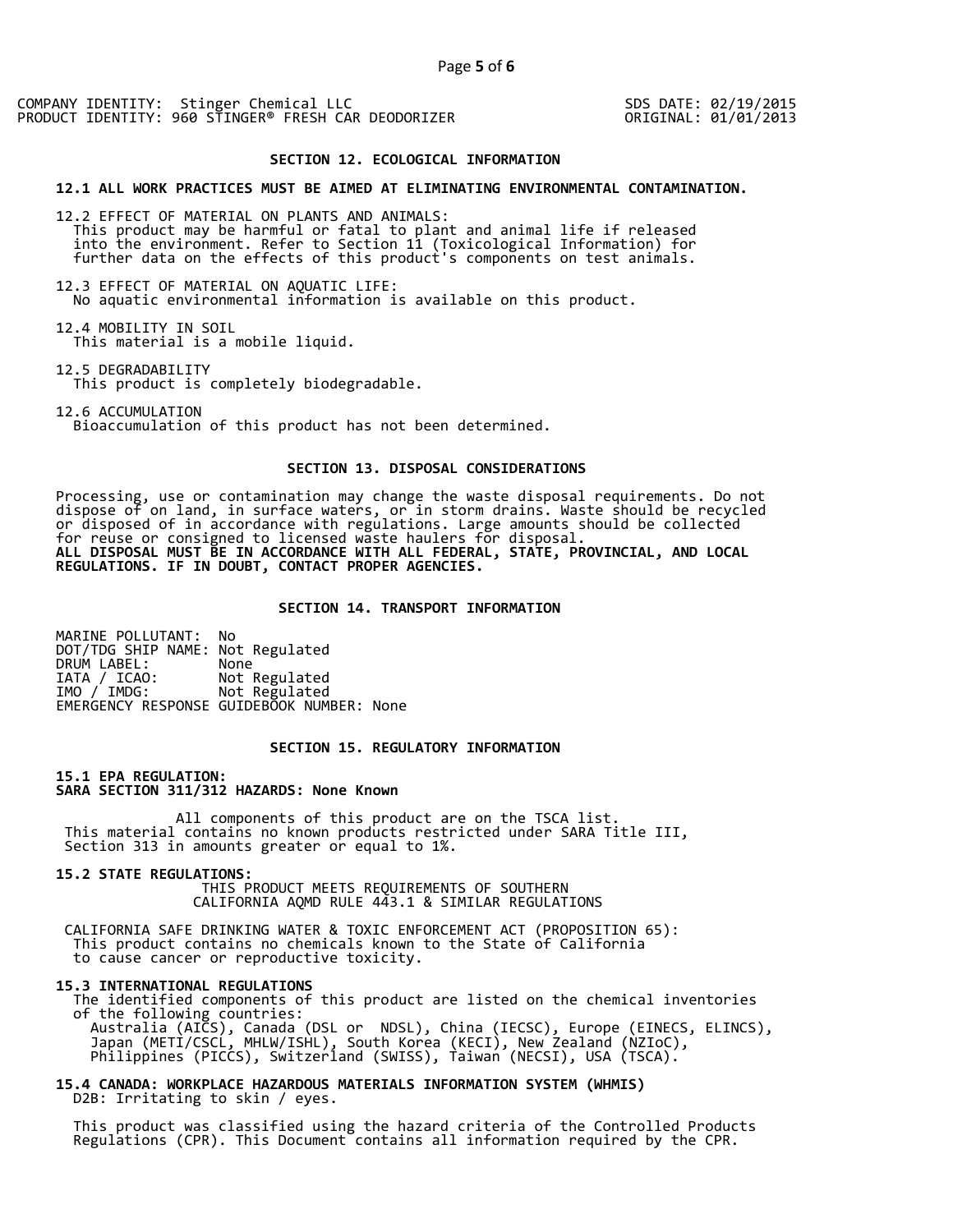## SECTION 12. ECOLOGICAL INFORMATION

**12.1 ALL WORK PRACTICES MUST BE AIMED AT ELIMINATING ENVIRONMENTAL CONTAMINATION.**

12.2 EFFECT OF MATERIAL ON PLANTS AND ANIMALS:
This product may be harmful or fatal to plant and animal life if released into the environment. Refer to Section 11 (Toxicological Information) for further data on the effects of this product's components on test animals.

12.3 EFFECT OF MATERIAL ON AQUATIC LIFE:
No aquatic environmental information is available on this product.

12.4 MOBILITY IN SOIL
This material is a mobile liquid.

12.5 DEGRADABILITY
This product is completely biodegradable.

12.6 ACCUMULATION
Bioaccumulation of this product has not been determined.

## SECTION 13. DISPOSAL CONSIDERATIONS

Processing, use or contamination may change the waste disposal requirements. Do not dispose of on land, in surface waters, or in storm drains. Waste should be recycled or disposed of in accordance with regulations. Large amounts should be collected for reuse or consigned to licensed waste haulers for disposal.
**ALL DISPOSAL MUST BE IN ACCORDANCE WITH ALL FEDERAL, STATE, PROVINCIAL, AND LOCAL REGULATIONS. IF IN DOUBT, CONTACT PROPER AGENCIES.**

## SECTION 14. TRANSPORT INFORMATION

MARINE POLLUTANT: No
DOT/TDG SHIP NAME: Not Regulated
DRUM LABEL: None
IATA / ICAO: Not Regulated
IMO / IMDG: Not Regulated
EMERGENCY RESPONSE GUIDEBOOK NUMBER: None

## SECTION 15. REGULATORY INFORMATION

**15.1 EPA REGULATION:**
**SARA SECTION 311/312 HAZARDS: None Known**

All components of this product are on the TSCA list.
This material contains no known products restricted under SARA Title III, Section 313 in amounts greater or equal to 1%.

**15.2 STATE REGULATIONS:**
THIS PRODUCT MEETS REQUIREMENTS OF SOUTHERN CALIFORNIA AQMD RULE 443.1 & SIMILAR REGULATIONS

CALIFORNIA SAFE DRINKING WATER & TOXIC ENFORCEMENT ACT (PROPOSITION 65):
This product contains no chemicals known to the State of California to cause cancer or reproductive toxicity.

**15.3 INTERNATIONAL REGULATIONS**
The identified components of this product are listed on the chemical inventories of the following countries:
Australia (AICS), Canada (DSL or NDSL), China (IECSC), Europe (EINECS, ELINCS), Japan (METI/CSCL, MHLW/ISHL), South Korea (KECI), New Zealand (NZIoC), Philippines (PICCS), Switzerland (SWISS), Taiwan (NECSI), USA (TSCA).

**15.4 CANADA: WORKPLACE HAZARDOUS MATERIALS INFORMATION SYSTEM (WHMIS)**
D2B: Irritating to skin / eyes.

This product was classified using the hazard criteria of the Controlled Products Regulations (CPR). This Document contains all information required by the CPR.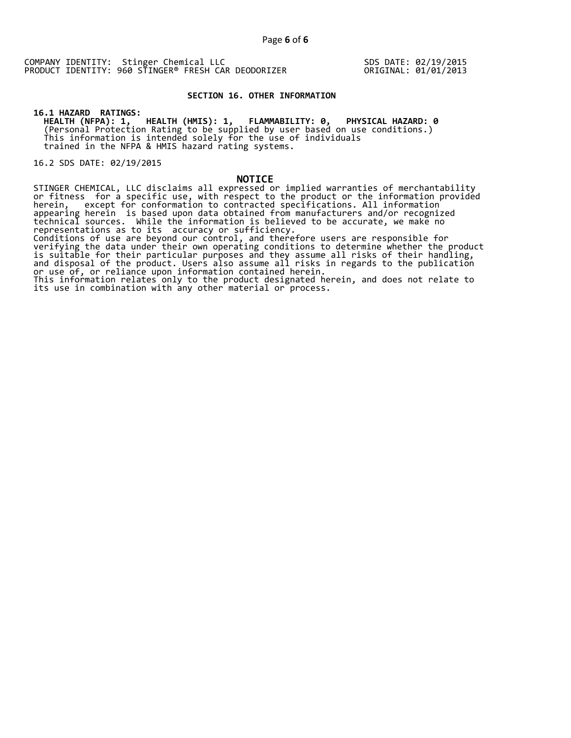## SECTION 16. OTHER INFORMATION

**16.1 HAZARD RATINGS:**

**HEALTH (NFPA): 1, HEALTH (HMIS): 1, FLAMMABILITY: 0, PHYSICAL HAZARD: 0**

(Personal Protection Rating to be supplied by user based on use conditions.)
This information is intended solely for the use of individuals trained in the NFPA & HMIS hazard rating systems.

16.2 SDS DATE: 02/19/2015

### NOTICE

STINGER CHEMICAL, LLC disclaims all expressed or implied warranties of merchantability or fitness for a specific use, with respect to the product or the information provided herein, except for conformation to contracted specifications. All information appearing herein is based upon data obtained from manufacturers and/or recognized technical sources. While the information is believed to be accurate, we make no representations as to its accuracy or sufficiency.
Conditions of use are beyond our control, and therefore users are responsible for verifying the data under their own operating conditions to determine whether the product is suitable for their particular purposes and they assume all risks of their handling, and disposal of the product. Users also assume all risks in regards to the publication or use of, or reliance upon information contained herein.
This information relates only to the product designated herein, and does not relate to its use in combination with any other material or process.